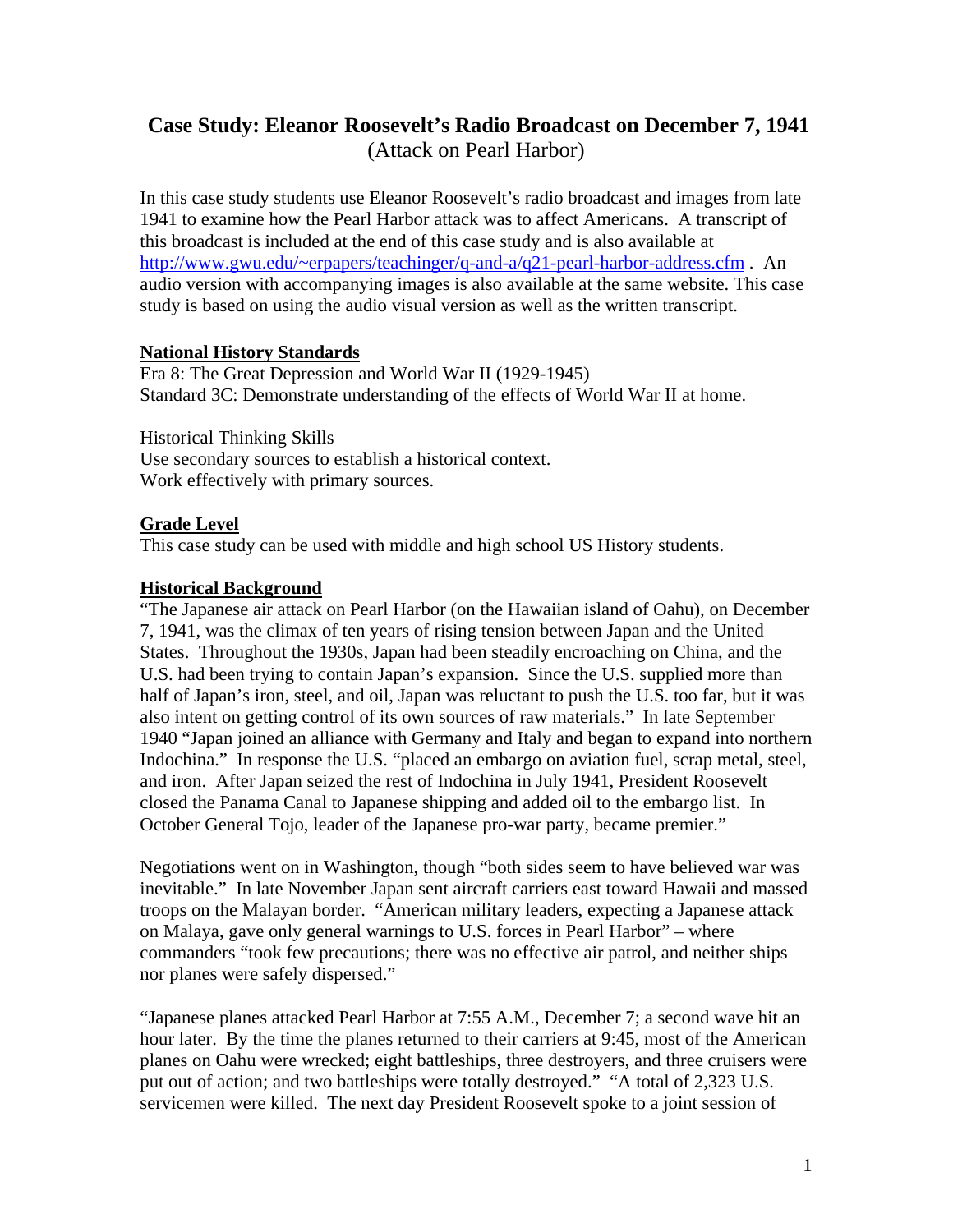# Case Study: Eleanor Roosevelt's Radio Broadcast on December 7, 1941
(Attack on Pearl Harbor)

In this case study students use Eleanor Roosevelt's radio broadcast and images from late 1941 to examine how the Pearl Harbor attack was to affect Americans. A transcript of this broadcast is included at the end of this case study and is also available at http://www.gwu.edu/~erpapers/teachinger/q-and-a/q21-pearl-harbor-address.cfm . An audio version with accompanying images is also available at the same website. This case study is based on using the audio visual version as well as the written transcript.

**National History Standards**

Era 8: The Great Depression and World War II (1929-1945)
Standard 3C: Demonstrate understanding of the effects of World War II at home.

Historical Thinking Skills
Use secondary sources to establish a historical context.
Work effectively with primary sources.

**Grade Level**

This case study can be used with middle and high school US History students.

**Historical Background**

"The Japanese air attack on Pearl Harbor (on the Hawaiian island of Oahu), on December 7, 1941, was the climax of ten years of rising tension between Japan and the United States. Throughout the 1930s, Japan had been steadily encroaching on China, and the U.S. had been trying to contain Japan's expansion. Since the U.S. supplied more than half of Japan's iron, steel, and oil, Japan was reluctant to push the U.S. too far, but it was also intent on getting control of its own sources of raw materials." In late September 1940 "Japan joined an alliance with Germany and Italy and began to expand into northern Indochina." In response the U.S. "placed an embargo on aviation fuel, scrap metal, steel, and iron. After Japan seized the rest of Indochina in July 1941, President Roosevelt closed the Panama Canal to Japanese shipping and added oil to the embargo list. In October General Tojo, leader of the Japanese pro-war party, became premier."

Negotiations went on in Washington, though "both sides seem to have believed war was inevitable." In late November Japan sent aircraft carriers east toward Hawaii and massed troops on the Malayan border. "American military leaders, expecting a Japanese attack on Malaya, gave only general warnings to U.S. forces in Pearl Harbor" – where commanders "took few precautions; there was no effective air patrol, and neither ships nor planes were safely dispersed."

"Japanese planes attacked Pearl Harbor at 7:55 A.M., December 7; a second wave hit an hour later. By the time the planes returned to their carriers at 9:45, most of the American planes on Oahu were wrecked; eight battleships, three destroyers, and three cruisers were put out of action; and two battleships were totally destroyed." "A total of 2,323 U.S. servicemen were killed. The next day President Roosevelt spoke to a joint session of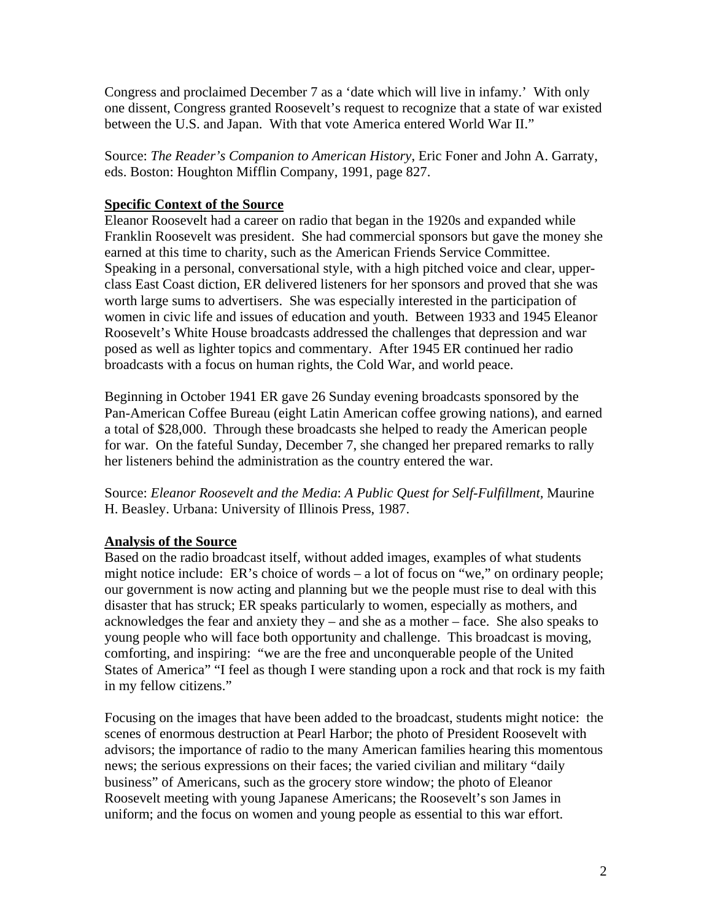Congress and proclaimed December 7 as a 'date which will live in infamy.' With only one dissent, Congress granted Roosevelt's request to recognize that a state of war existed between the U.S. and Japan. With that vote America entered World War II."

Source: *The Reader's Companion to American History*, Eric Foner and John A. Garraty, eds. Boston: Houghton Mifflin Company, 1991, page 827.

**Specific Context of the Source**

Eleanor Roosevelt had a career on radio that began in the 1920s and expanded while Franklin Roosevelt was president. She had commercial sponsors but gave the money she earned at this time to charity, such as the American Friends Service Committee. Speaking in a personal, conversational style, with a high pitched voice and clear, upper-class East Coast diction, ER delivered listeners for her sponsors and proved that she was worth large sums to advertisers. She was especially interested in the participation of women in civic life and issues of education and youth. Between 1933 and 1945 Eleanor Roosevelt's White House broadcasts addressed the challenges that depression and war posed as well as lighter topics and commentary. After 1945 ER continued her radio broadcasts with a focus on human rights, the Cold War, and world peace.

Beginning in October 1941 ER gave 26 Sunday evening broadcasts sponsored by the Pan-American Coffee Bureau (eight Latin American coffee growing nations), and earned a total of $28,000. Through these broadcasts she helped to ready the American people for war. On the fateful Sunday, December 7, she changed her prepared remarks to rally her listeners behind the administration as the country entered the war.

Source: *Eleanor Roosevelt and the Media*: *A Public Quest for Self-Fulfillment*, Maurine H. Beasley. Urbana: University of Illinois Press, 1987.

**Analysis of the Source**

Based on the radio broadcast itself, without added images, examples of what students might notice include: ER's choice of words – a lot of focus on "we," on ordinary people; our government is now acting and planning but we the people must rise to deal with this disaster that has struck; ER speaks particularly to women, especially as mothers, and acknowledges the fear and anxiety they – and she as a mother – face. She also speaks to young people who will face both opportunity and challenge. This broadcast is moving, comforting, and inspiring: "we are the free and unconquerable people of the United States of America" "I feel as though I were standing upon a rock and that rock is my faith in my fellow citizens."

Focusing on the images that have been added to the broadcast, students might notice: the scenes of enormous destruction at Pearl Harbor; the photo of President Roosevelt with advisors; the importance of radio to the many American families hearing this momentous news; the serious expressions on their faces; the varied civilian and military "daily business" of Americans, such as the grocery store window; the photo of Eleanor Roosevelt meeting with young Japanese Americans; the Roosevelt's son James in uniform; and the focus on women and young people as essential to this war effort.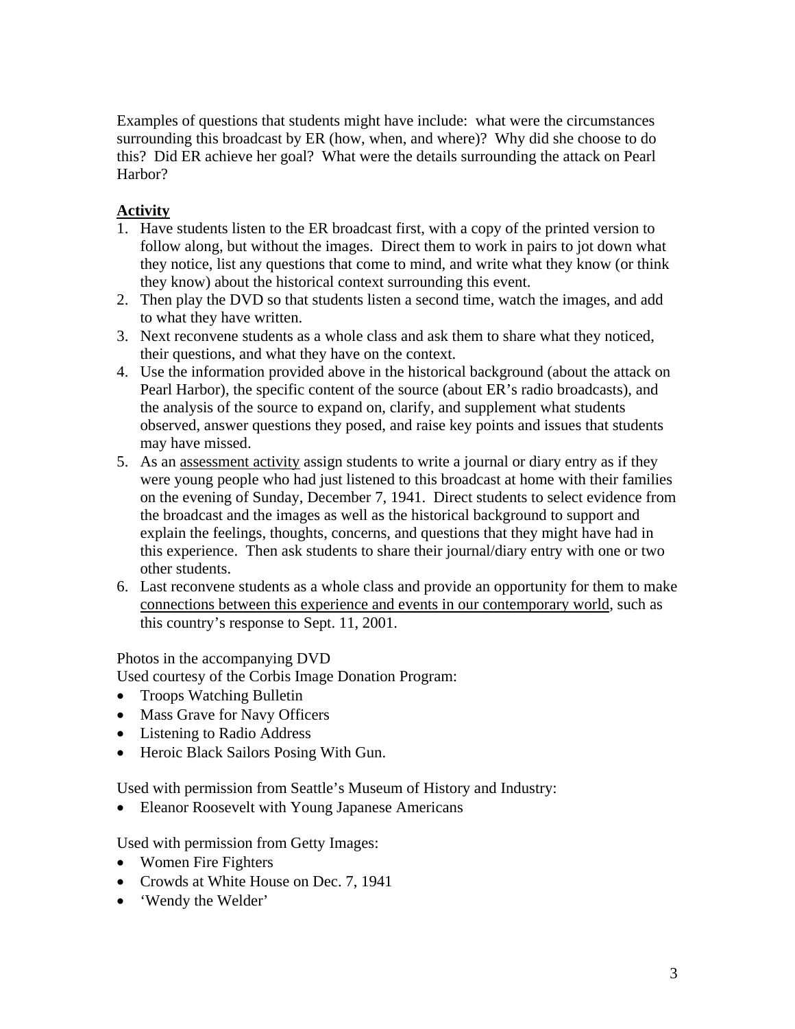Examples of questions that students might have include: what were the circumstances surrounding this broadcast by ER (how, when, and where)? Why did she choose to do this? Did ER achieve her goal? What were the details surrounding the attack on Pearl Harbor?

**Activity**

1. Have students listen to the ER broadcast first, with a copy of the printed version to follow along, but without the images. Direct them to work in pairs to jot down what they notice, list any questions that come to mind, and write what they know (or think they know) about the historical context surrounding this event.
2. Then play the DVD so that students listen a second time, watch the images, and add to what they have written.
3. Next reconvene students as a whole class and ask them to share what they noticed, their questions, and what they have on the context.
4. Use the information provided above in the historical background (about the attack on Pearl Harbor), the specific content of the source (about ER's radio broadcasts), and the analysis of the source to expand on, clarify, and supplement what students observed, answer questions they posed, and raise key points and issues that students may have missed.
5. As an assessment activity assign students to write a journal or diary entry as if they were young people who had just listened to this broadcast at home with their families on the evening of Sunday, December 7, 1941. Direct students to select evidence from the broadcast and the images as well as the historical background to support and explain the feelings, thoughts, concerns, and questions that they might have had in this experience. Then ask students to share their journal/diary entry with one or two other students.
6. Last reconvene students as a whole class and provide an opportunity for them to make connections between this experience and events in our contemporary world, such as this country's response to Sept. 11, 2001.

Photos in the accompanying DVD

Used courtesy of the Corbis Image Donation Program:

- Troops Watching Bulletin
- Mass Grave for Navy Officers
- Listening to Radio Address
- Heroic Black Sailors Posing With Gun.

Used with permission from Seattle's Museum of History and Industry:

- Eleanor Roosevelt with Young Japanese Americans

Used with permission from Getty Images:

- Women Fire Fighters
- Crowds at White House on Dec. 7, 1941
- 'Wendy the Welder'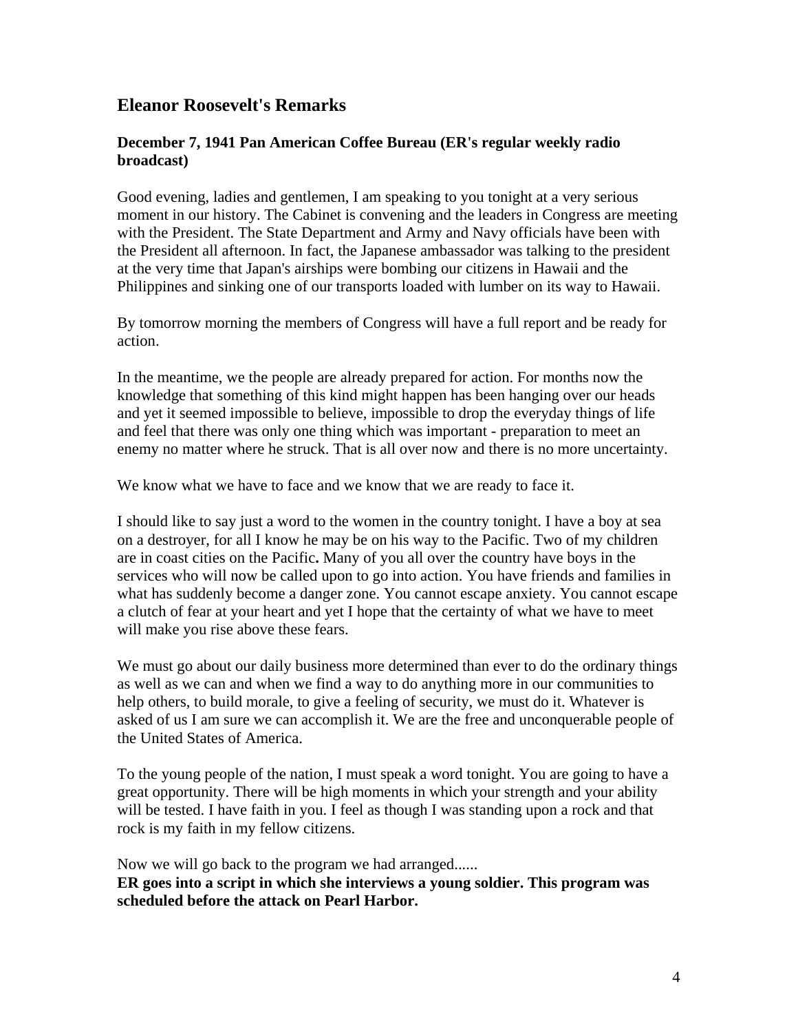## Eleanor Roosevelt's Remarks

### December 7, 1941 Pan American Coffee Bureau (ER's regular weekly radio broadcast)

Good evening, ladies and gentlemen, I am speaking to you tonight at a very serious moment in our history. The Cabinet is convening and the leaders in Congress are meeting with the President. The State Department and Army and Navy officials have been with the President all afternoon. In fact, the Japanese ambassador was talking to the president at the very time that Japan's airships were bombing our citizens in Hawaii and the Philippines and sinking one of our transports loaded with lumber on its way to Hawaii.

By tomorrow morning the members of Congress will have a full report and be ready for action.

In the meantime, we the people are already prepared for action. For months now the knowledge that something of this kind might happen has been hanging over our heads and yet it seemed impossible to believe, impossible to drop the everyday things of life and feel that there was only one thing which was important - preparation to meet an enemy no matter where he struck. That is all over now and there is no more uncertainty.

We know what we have to face and we know that we are ready to face it.

I should like to say just a word to the women in the country tonight. I have a boy at sea on a destroyer, for all I know he may be on his way to the Pacific. Two of my children are in coast cities on the Pacific**.** Many of you all over the country have boys in the services who will now be called upon to go into action. You have friends and families in what has suddenly become a danger zone. You cannot escape anxiety. You cannot escape a clutch of fear at your heart and yet I hope that the certainty of what we have to meet will make you rise above these fears.

We must go about our daily business more determined than ever to do the ordinary things as well as we can and when we find a way to do anything more in our communities to help others, to build morale, to give a feeling of security, we must do it. Whatever is asked of us I am sure we can accomplish it. We are the free and unconquerable people of the United States of America.

To the young people of the nation, I must speak a word tonight. You are going to have a great opportunity. There will be high moments in which your strength and your ability will be tested. I have faith in you. I feel as though I was standing upon a rock and that rock is my faith in my fellow citizens.

Now we will go back to the program we had arranged......
**ER goes into a script in which she interviews a young soldier. This program was scheduled before the attack on Pearl Harbor.**